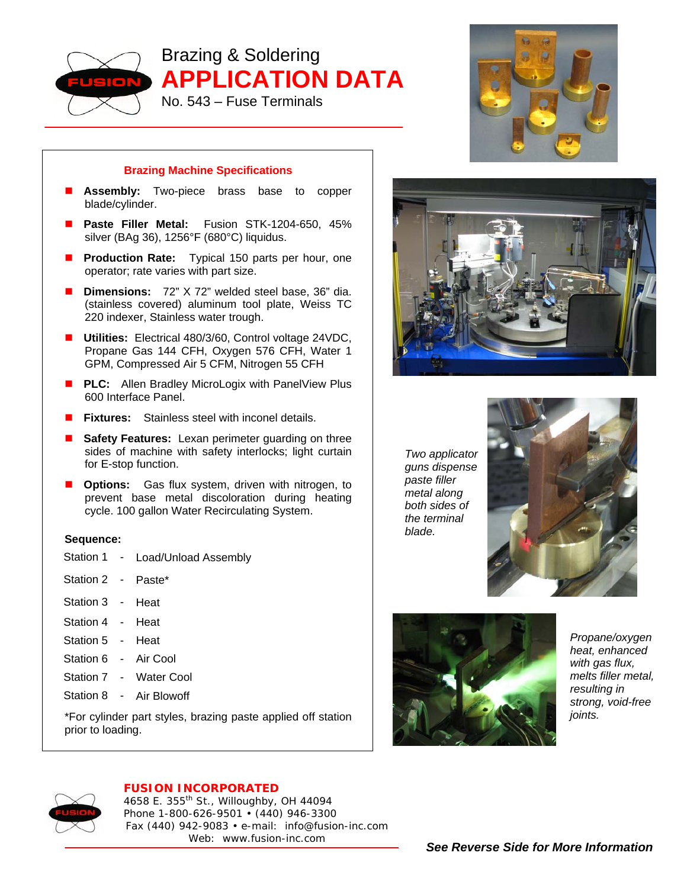# Brazing & Soldering
# APPLICATION DATA
## No. 543 – Fuse Terminals

### Brazing Machine Specifications

- **Assembly:** Two-piece brass base to copper blade/cylinder.
- **Paste Filler Metal:** Fusion STK-1204-650, 45% silver (BAg 36), 1256°F (680°C) liquidus.
- **Production Rate:** Typical 150 parts per hour, one operator; rate varies with part size.
- **Dimensions:** 72" X 72" welded steel base, 36" dia. (stainless covered) aluminum tool plate, Weiss TC 220 indexer, Stainless water trough.
- **Utilities:** Electrical 480/3/60, Control voltage 24VDC, Propane Gas 144 CFH, Oxygen 576 CFH, Water 1 GPM, Compressed Air 5 CFM, Nitrogen 55 CFH
- **PLC:** Allen Bradley MicroLogix with PanelView Plus 600 Interface Panel.
- **Fixtures:** Stainless steel with inconel details.
- **Safety Features:** Lexan perimeter guarding on three sides of machine with safety interlocks; light curtain for E-stop function.
- **Options:** Gas flux system, driven with nitrogen, to prevent base metal discoloration during heating cycle. 100 gallon Water Recirculating System.

**Sequence:**

| | | |
|---|---|---|
| Station 1 | - | Load/Unload Assembly |
| Station 2 | - | Paste* |
| Station 3 | - | Heat |
| Station 4 | - | Heat |
| Station 5 | - | Heat |
| Station 6 | - | Air Cool |
| Station 7 | - | Water Cool |
| Station 8 | - | Air Blowoff |

*For cylinder part styles, brazing paste applied off station prior to loading.

*Two applicator guns dispense paste filler metal along both sides of the terminal blade.*

*Propane/oxygen heat, enhanced with gas flux, melts filler metal, resulting in strong, void-free joints.*

**FUSION INCORPORATED**
4658 E. 355th St., Willoughby, OH 44094
Phone 1-800-626-9501 • (440) 946-3300
Fax (440) 942-9083 • e-mail: info@fusion-inc.com
Web: www.fusion-inc.com

***See Reverse Side for More Information***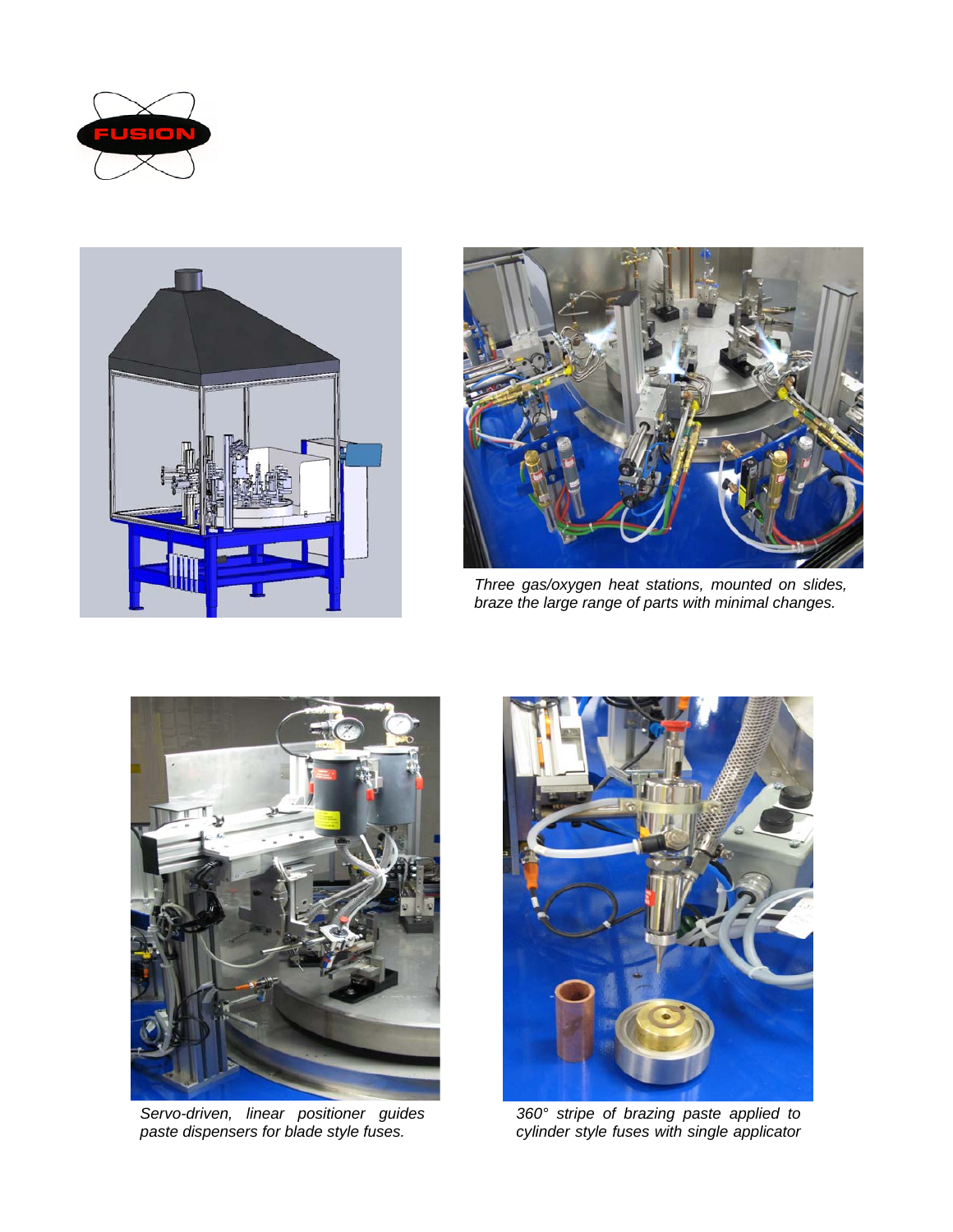Three gas/oxygen heat stations, mounted on slides, braze the large range of parts with minimal changes.

Servo-driven, linear positioner guides paste dispensers for blade style fuses.

360° stripe of brazing paste applied to cylinder style fuses with single applicator